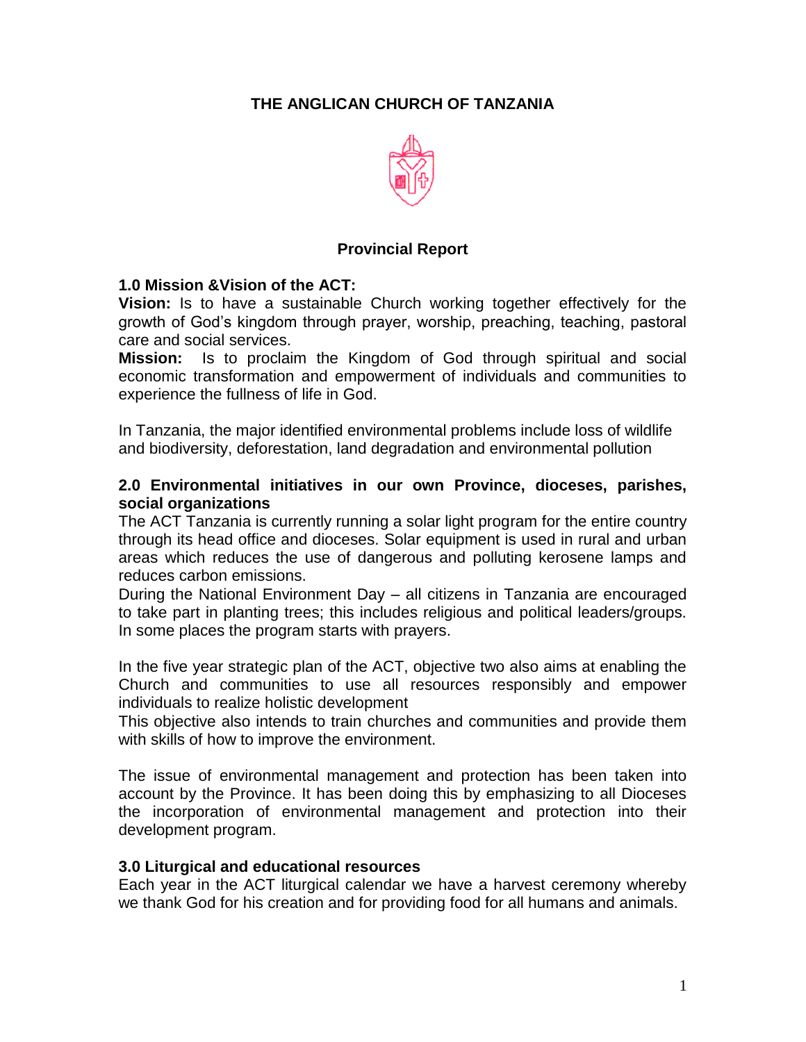# THE ANGLICAN CHURCH OF TANZANIA

## Provincial Report

### 1.0 Mission &Vision of the ACT:

**Vision:** Is to have a sustainable Church working together effectively for the growth of God's kingdom through prayer, worship, preaching, teaching, pastoral care and social services.

**Mission:** Is to proclaim the Kingdom of God through spiritual and social economic transformation and empowerment of individuals and communities to experience the fullness of life in God.

In Tanzania, the major identified environmental problems include loss of wildlife and biodiversity, deforestation, land degradation and environmental pollution

### 2.0 Environmental initiatives in our own Province, dioceses, parishes, social organizations

The ACT Tanzania is currently running a solar light program for the entire country through its head office and dioceses. Solar equipment is used in rural and urban areas which reduces the use of dangerous and polluting kerosene lamps and reduces carbon emissions.

During the National Environment Day – all citizens in Tanzania are encouraged to take part in planting trees; this includes religious and political leaders/groups. In some places the program starts with prayers.

In the five year strategic plan of the ACT, objective two also aims at enabling the Church and communities to use all resources responsibly and empower individuals to realize holistic development

This objective also intends to train churches and communities and provide them with skills of how to improve the environment.

The issue of environmental management and protection has been taken into account by the Province. It has been doing this by emphasizing to all Dioceses the incorporation of environmental management and protection into their development program.

### 3.0 Liturgical and educational resources

Each year in the ACT liturgical calendar we have a harvest ceremony whereby we thank God for his creation and for providing food for all humans and animals.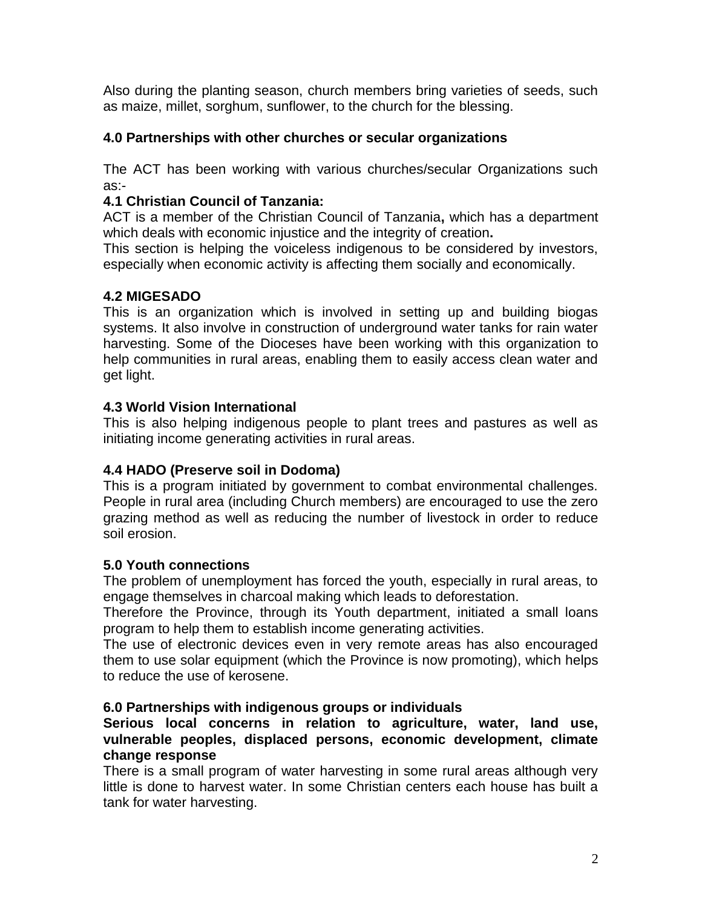Also during the planting season, church members bring varieties of seeds, such as maize, millet, sorghum, sunflower, to the church for the blessing.

## 4.0 Partnerships with other churches or secular organizations

The ACT has been working with various churches/secular Organizations such as:-

### 4.1 Christian Council of Tanzania:

ACT is a member of the Christian Council of Tanzania**,** which has a department which deals with economic injustice and the integrity of creation**.**

This section is helping the voiceless indigenous to be considered by investors, especially when economic activity is affecting them socially and economically.

### 4.2 MIGESADO

This is an organization which is involved in setting up and building biogas systems. It also involve in construction of underground water tanks for rain water harvesting. Some of the Dioceses have been working with this organization to help communities in rural areas, enabling them to easily access clean water and get light.

### 4.3 World Vision International

This is also helping indigenous people to plant trees and pastures as well as initiating income generating activities in rural areas.

### 4.4 HADO (Preserve soil in Dodoma)

This is a program initiated by government to combat environmental challenges. People in rural area (including Church members) are encouraged to use the zero grazing method as well as reducing the number of livestock in order to reduce soil erosion.

## 5.0 Youth connections

The problem of unemployment has forced the youth, especially in rural areas, to engage themselves in charcoal making which leads to deforestation.

Therefore the Province, through its Youth department, initiated a small loans program to help them to establish income generating activities.

The use of electronic devices even in very remote areas has also encouraged them to use solar equipment (which the Province is now promoting), which helps to reduce the use of kerosene.

## 6.0 Partnerships with indigenous groups or individuals

**Serious local concerns in relation to agriculture, water, land use, vulnerable peoples, displaced persons, economic development, climate change response**

There is a small program of water harvesting in some rural areas although very little is done to harvest water. In some Christian centers each house has built a tank for water harvesting.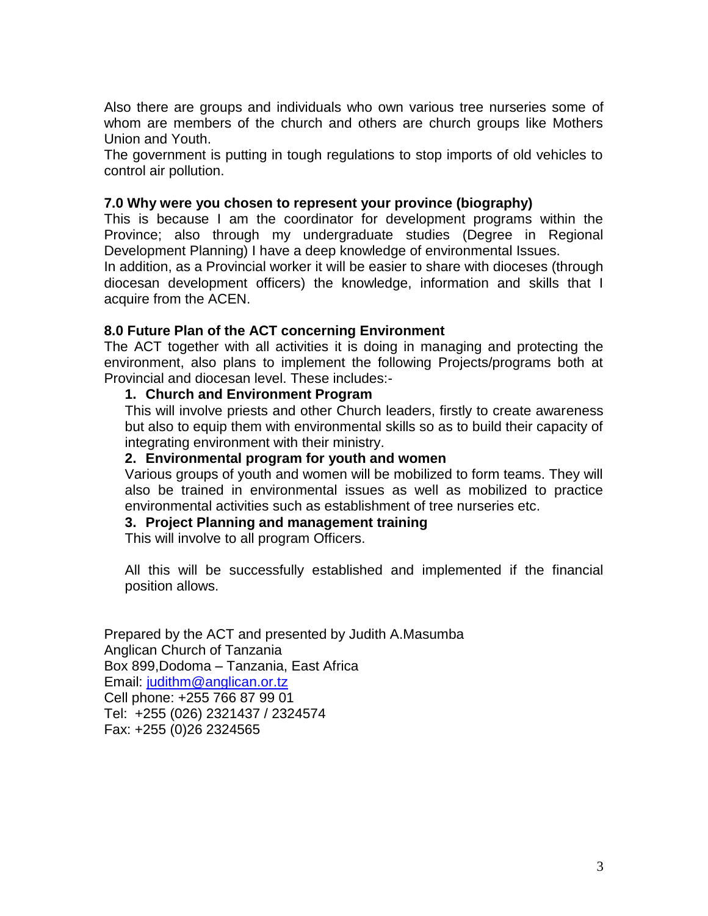Also there are groups and individuals who own various tree nurseries some of whom are members of the church and others are church groups like Mothers Union and Youth.

The government is putting in tough regulations to stop imports of old vehicles to control air pollution.

**7.0 Why were you chosen to represent your province (biography)**

This is because I am the coordinator for development programs within the Province; also through my undergraduate studies (Degree in Regional Development Planning) I have a deep knowledge of environmental Issues.

In addition, as a Provincial worker it will be easier to share with dioceses (through diocesan development officers) the knowledge, information and skills that I acquire from the ACEN.

**8.0 Future Plan of the ACT concerning Environment**

The ACT together with all activities it is doing in managing and protecting the environment, also plans to implement the following Projects/programs both at Provincial and diocesan level. These includes:-

1. **Church and Environment Program**
   This will involve priests and other Church leaders, firstly to create awareness but also to equip them with environmental skills so as to build their capacity of integrating environment with their ministry.
2. **Environmental program for youth and women**
   Various groups of youth and women will be mobilized to form teams. They will also be trained in environmental issues as well as mobilized to practice environmental activities such as establishment of tree nurseries etc.
3. **Project Planning and management training**
   This will involve to all program Officers.

All this will be successfully established and implemented if the financial position allows.

Prepared by the ACT and presented by Judith A.Masumba
Anglican Church of Tanzania
Box 899,Dodoma – Tanzania, East Africa
Email: judithm@anglican.or.tz
Cell phone: +255 766 87 99 01
Tel: +255 (026) 2321437 / 2324574
Fax: +255 (0)26 2324565